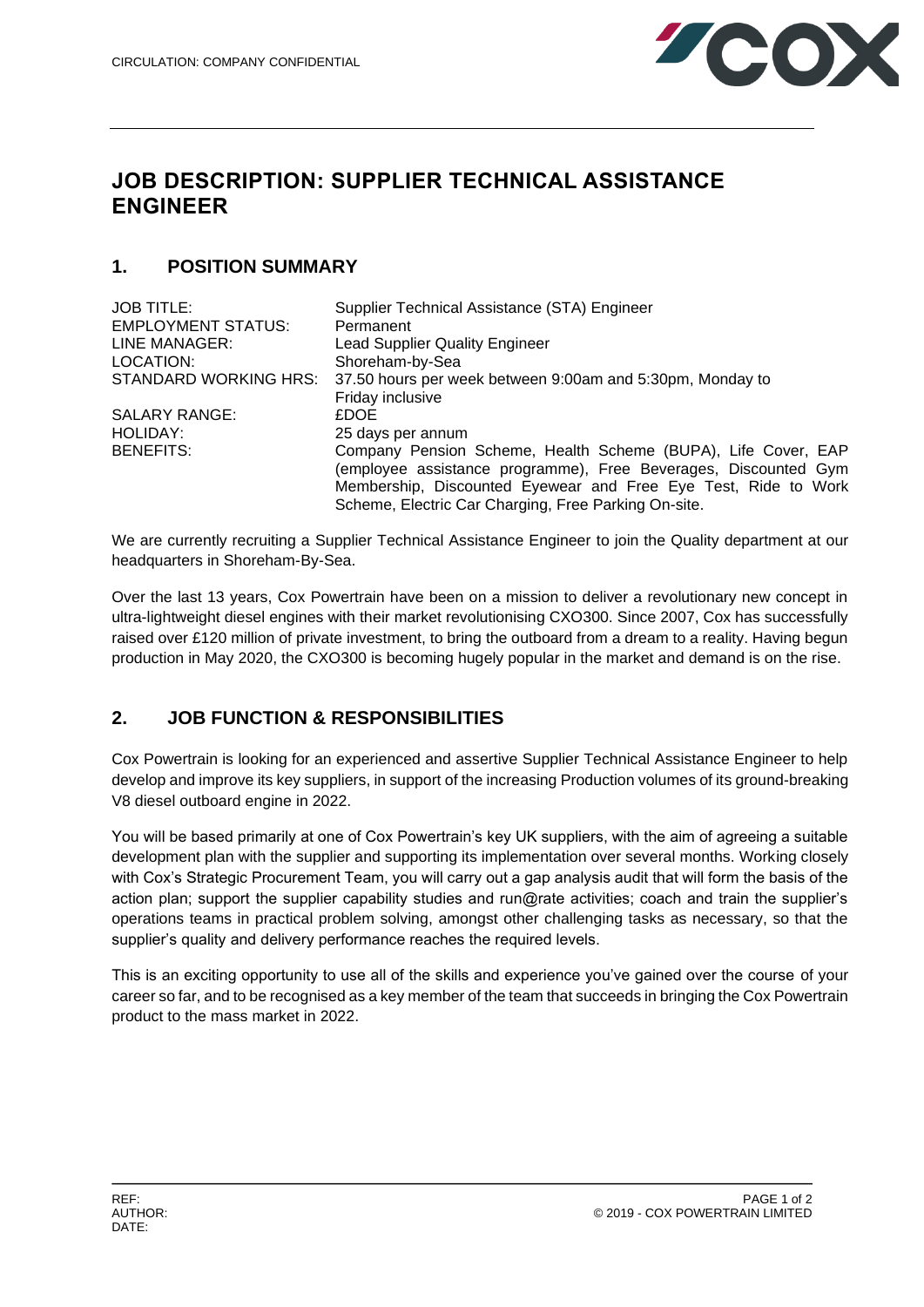CIRCULATION: COMPANY CONFIDENTIAL

# JOB DESCRIPTION: SUPPLIER TECHNICAL ASSISTANCE ENGINEER

## 1. POSITION SUMMARY

| | |
|---|---|
| JOB TITLE: | Supplier Technical Assistance (STA) Engineer |
| EMPLOYMENT STATUS: | Permanent |
| LINE MANAGER: | Lead Supplier Quality Engineer |
| LOCATION: | Shoreham-by-Sea |
| STANDARD WORKING HRS: | 37.50 hours per week between 9:00am and 5:30pm, Monday to Friday inclusive |
| SALARY RANGE: | £DOE |
| HOLIDAY: | 25 days per annum |
| BENEFITS: | Company Pension Scheme, Health Scheme (BUPA), Life Cover, EAP (employee assistance programme), Free Beverages, Discounted Gym Membership, Discounted Eyewear and Free Eye Test, Ride to Work Scheme, Electric Car Charging, Free Parking On-site. |

We are currently recruiting a Supplier Technical Assistance Engineer to join the Quality department at our headquarters in Shoreham-By-Sea.

Over the last 13 years, Cox Powertrain have been on a mission to deliver a revolutionary new concept in ultra-lightweight diesel engines with their market revolutionising CXO300. Since 2007, Cox has successfully raised over £120 million of private investment, to bring the outboard from a dream to a reality. Having begun production in May 2020, the CXO300 is becoming hugely popular in the market and demand is on the rise.

## 2. JOB FUNCTION & RESPONSIBILITIES

Cox Powertrain is looking for an experienced and assertive Supplier Technical Assistance Engineer to help develop and improve its key suppliers, in support of the increasing Production volumes of its ground-breaking V8 diesel outboard engine in 2022.

You will be based primarily at one of Cox Powertrain's key UK suppliers, with the aim of agreeing a suitable development plan with the supplier and supporting its implementation over several months. Working closely with Cox's Strategic Procurement Team, you will carry out a gap analysis audit that will form the basis of the action plan; support the supplier capability studies and run@rate activities; coach and train the supplier's operations teams in practical problem solving, amongst other challenging tasks as necessary, so that the supplier's quality and delivery performance reaches the required levels.

This is an exciting opportunity to use all of the skills and experience you've gained over the course of your career so far, and to be recognised as a key member of the team that succeeds in bringing the Cox Powertrain product to the mass market in 2022.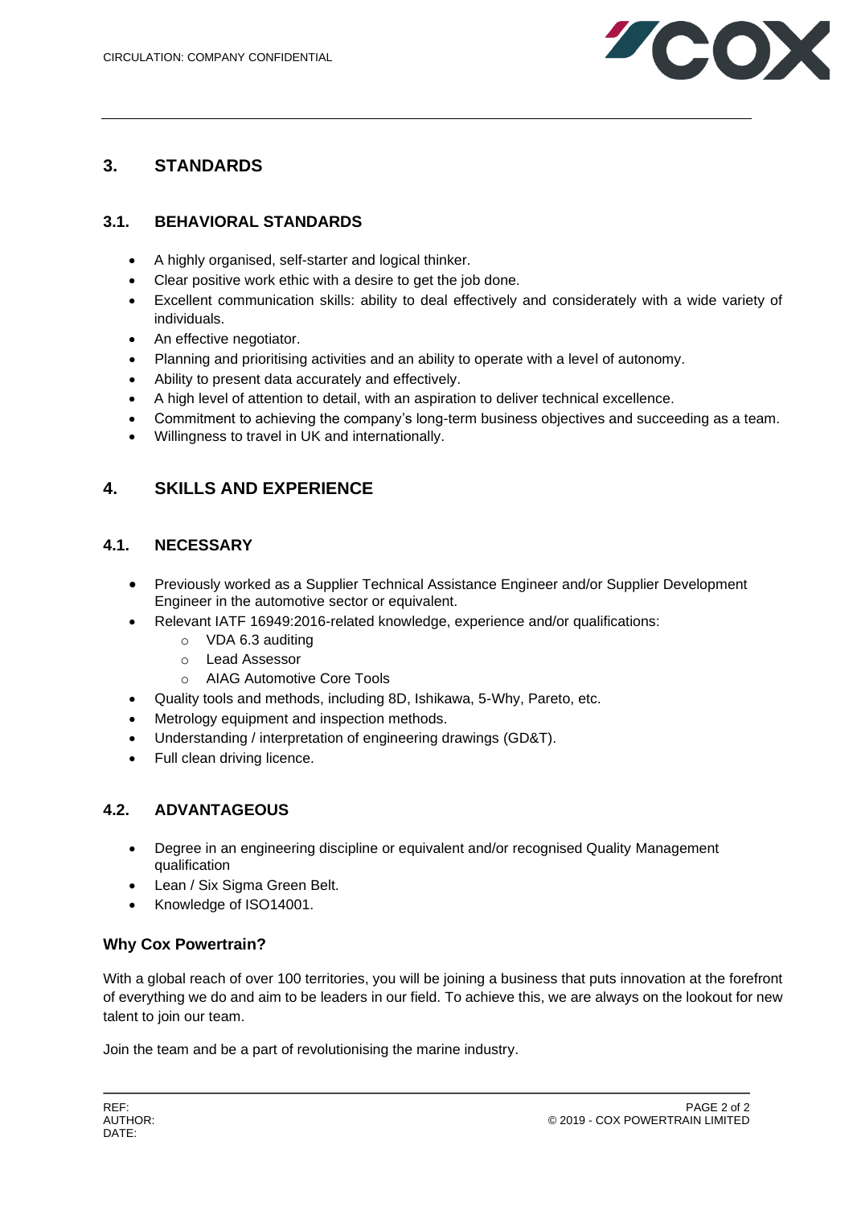## 3. STANDARDS

### 3.1. BEHAVIORAL STANDARDS

- A highly organised, self-starter and logical thinker.
- Clear positive work ethic with a desire to get the job done.
- Excellent communication skills: ability to deal effectively and considerately with a wide variety of individuals.
- An effective negotiator.
- Planning and prioritising activities and an ability to operate with a level of autonomy.
- Ability to present data accurately and effectively.
- A high level of attention to detail, with an aspiration to deliver technical excellence.
- Commitment to achieving the company's long-term business objectives and succeeding as a team.
- Willingness to travel in UK and internationally.

## 4. SKILLS AND EXPERIENCE

### 4.1. NECESSARY

- Previously worked as a Supplier Technical Assistance Engineer and/or Supplier Development Engineer in the automotive sector or equivalent.
- Relevant IATF 16949:2016-related knowledge, experience and/or qualifications:
  - VDA 6.3 auditing
  - Lead Assessor
  - AIAG Automotive Core Tools
- Quality tools and methods, including 8D, Ishikawa, 5-Why, Pareto, etc.
- Metrology equipment and inspection methods.
- Understanding / interpretation of engineering drawings (GD&T).
- Full clean driving licence.

### 4.2. ADVANTAGEOUS

- Degree in an engineering discipline or equivalent and/or recognised Quality Management qualification
- Lean / Six Sigma Green Belt.
- Knowledge of ISO14001.

**Why Cox Powertrain?**

With a global reach of over 100 territories, you will be joining a business that puts innovation at the forefront of everything we do and aim to be leaders in our field. To achieve this, we are always on the lookout for new talent to join our team.

Join the team and be a part of revolutionising the marine industry.